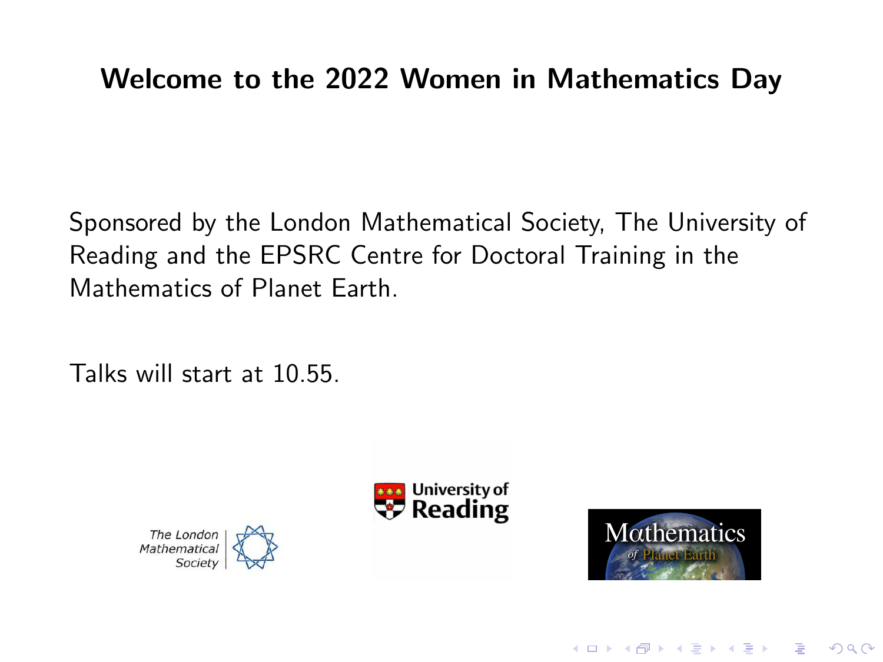# Welcome to the 2022 Women in Mathematics Day

Sponsored by the London Mathematical Society, The University of Reading and the EPSRC Centre for Doctoral Training in the Mathematics of Planet Earth.

Talks will start at 10.55.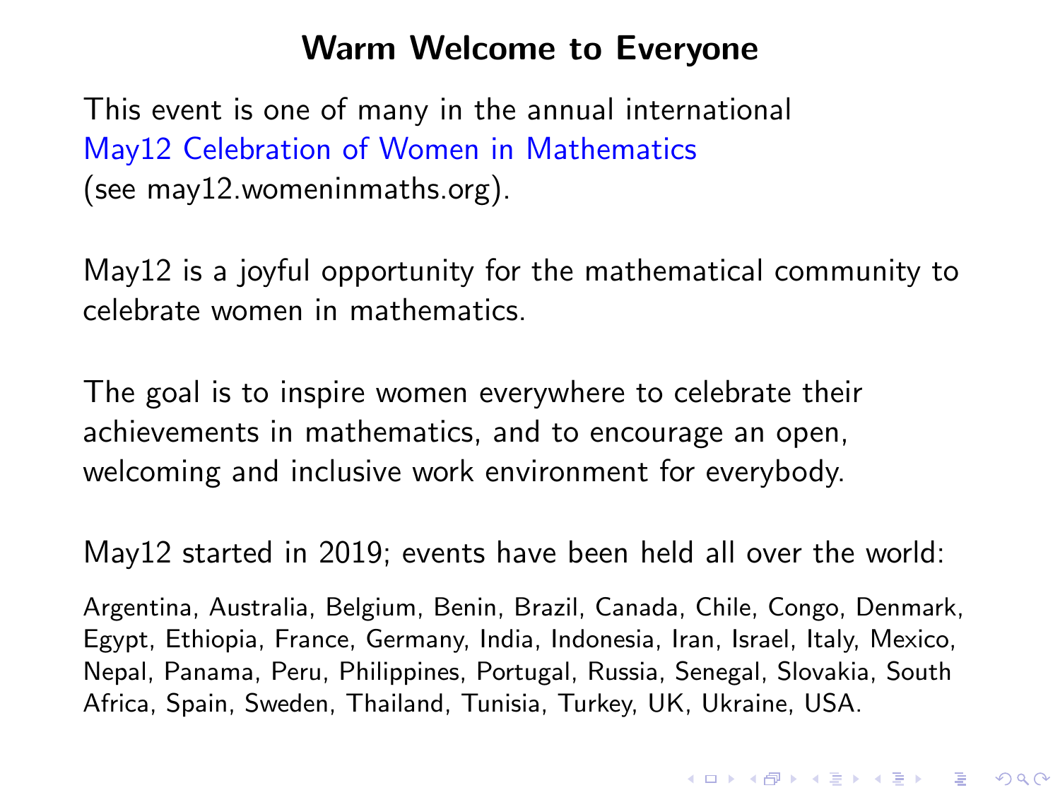# Warm Welcome to Everyone

This event is one of many in the annual international May12 Celebration of Women in Mathematics (see may12.womeninmaths.org).

May12 is a joyful opportunity for the mathematical community to celebrate women in mathematics.

The goal is to inspire women everywhere to celebrate their achievements in mathematics, and to encourage an open, welcoming and inclusive work environment for everybody.

May12 started in 2019; events have been held all over the world:

Argentina, Australia, Belgium, Benin, Brazil, Canada, Chile, Congo, Denmark, Egypt, Ethiopia, France, Germany, India, Indonesia, Iran, Israel, Italy, Mexico, Nepal, Panama, Peru, Philippines, Portugal, Russia, Senegal, Slovakia, South Africa, Spain, Sweden, Thailand, Tunisia, Turkey, UK, Ukraine, USA.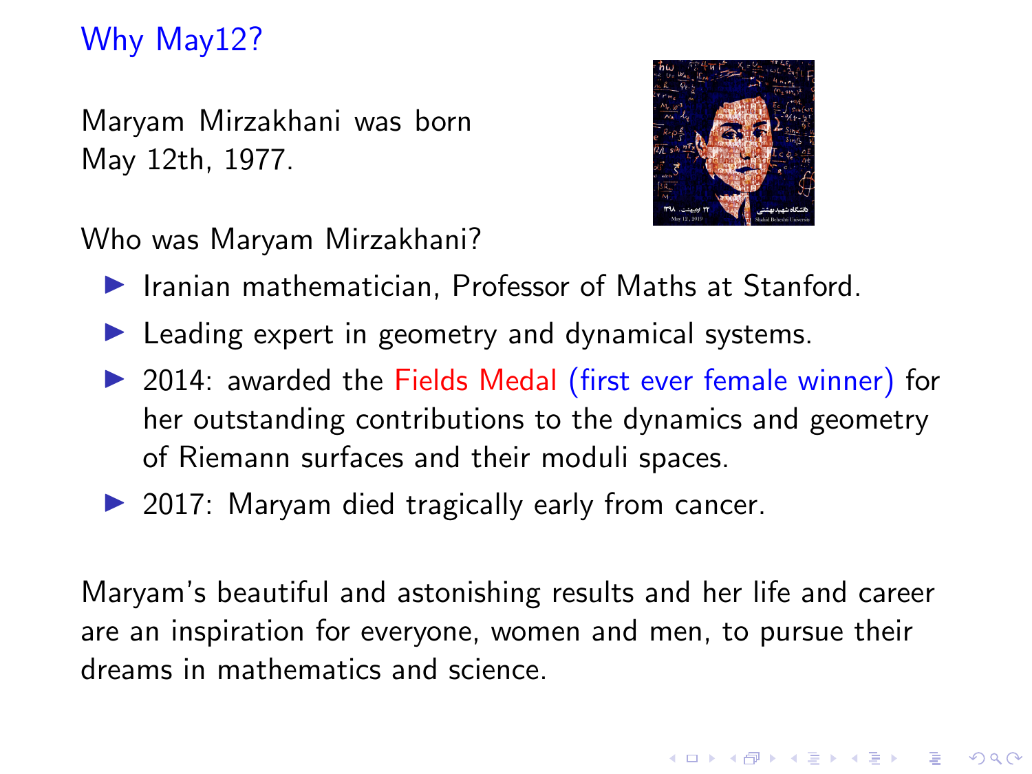## Why May12?

Maryam Mirzakhani was born May 12th, 1977.

Who was Maryam Mirzakhani?

- Iranian mathematician, Professor of Maths at Stanford.
- Leading expert in geometry and dynamical systems.
- 2014: awarded the Fields Medal (first ever female winner) for her outstanding contributions to the dynamics and geometry of Riemann surfaces and their moduli spaces.
- 2017: Maryam died tragically early from cancer.

Maryam's beautiful and astonishing results and her life and career are an inspiration for everyone, women and men, to pursue their dreams in mathematics and science.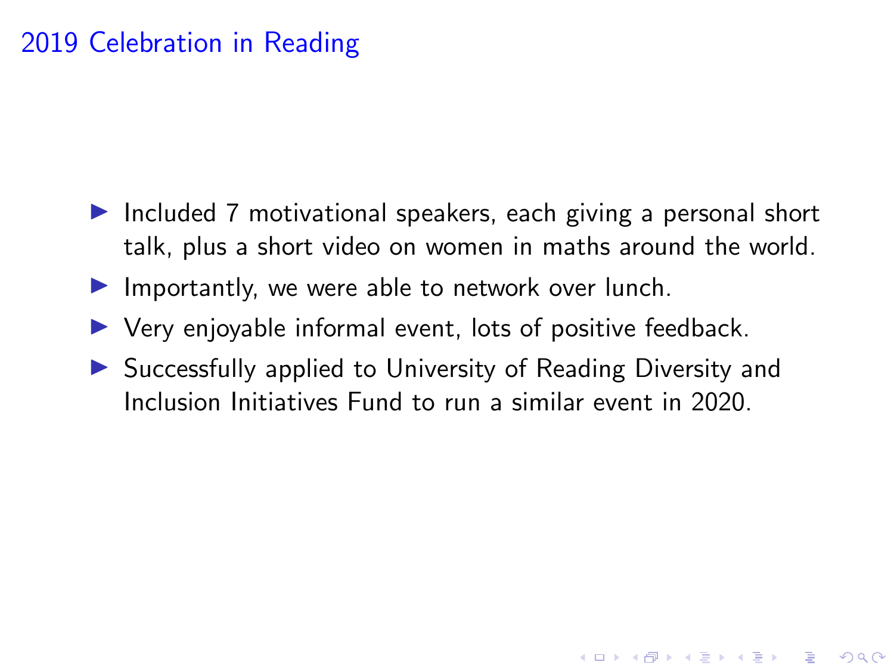## 2019 Celebration in Reading

- Included 7 motivational speakers, each giving a personal short talk, plus a short video on women in maths around the world.
- Importantly, we were able to network over lunch.
- Very enjoyable informal event, lots of positive feedback.
- Successfully applied to University of Reading Diversity and Inclusion Initiatives Fund to run a similar event in 2020.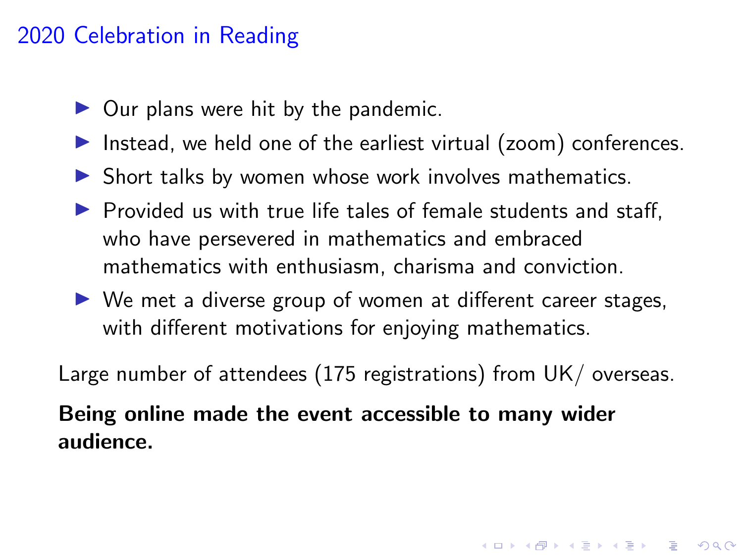## 2020 Celebration in Reading

- Our plans were hit by the pandemic.
- Instead, we held one of the earliest virtual (zoom) conferences.
- Short talks by women whose work involves mathematics.
- Provided us with true life tales of female students and staff, who have persevered in mathematics and embraced mathematics with enthusiasm, charisma and conviction.
- We met a diverse group of women at different career stages, with different motivations for enjoying mathematics.

Large number of attendees (175 registrations) from UK/ overseas.

**Being online made the event accessible to many wider audience.**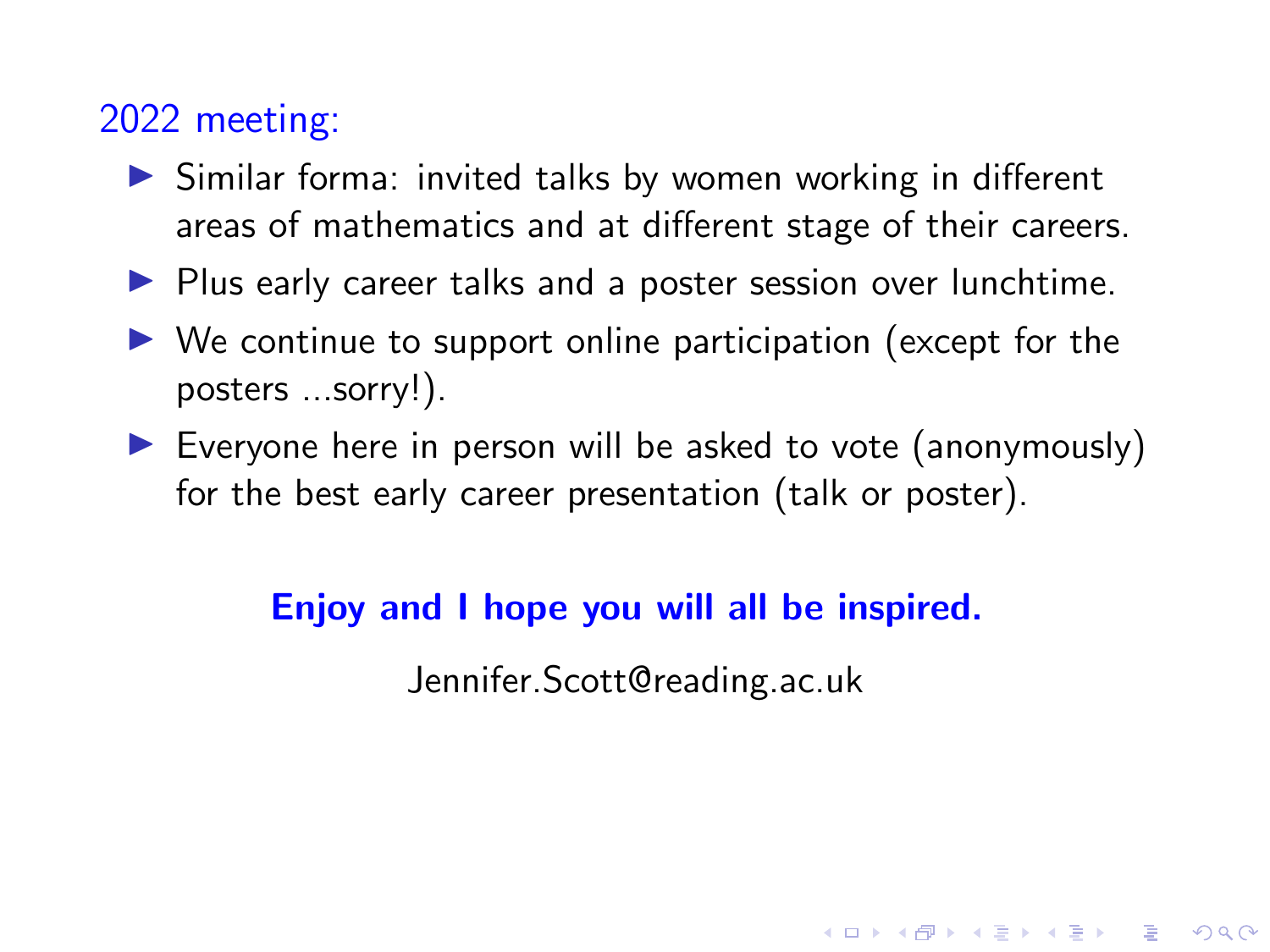## 2022 meeting:

- Similar forma: invited talks by women working in different areas of mathematics and at different stage of their careers.
- Plus early career talks and a poster session over lunchtime.
- We continue to support online participation (except for the posters ...sorry!).
- Everyone here in person will be asked to vote (anonymously) for the best early career presentation (talk or poster).

**Enjoy and I hope you will all be inspired.**

Jennifer.Scott@reading.ac.uk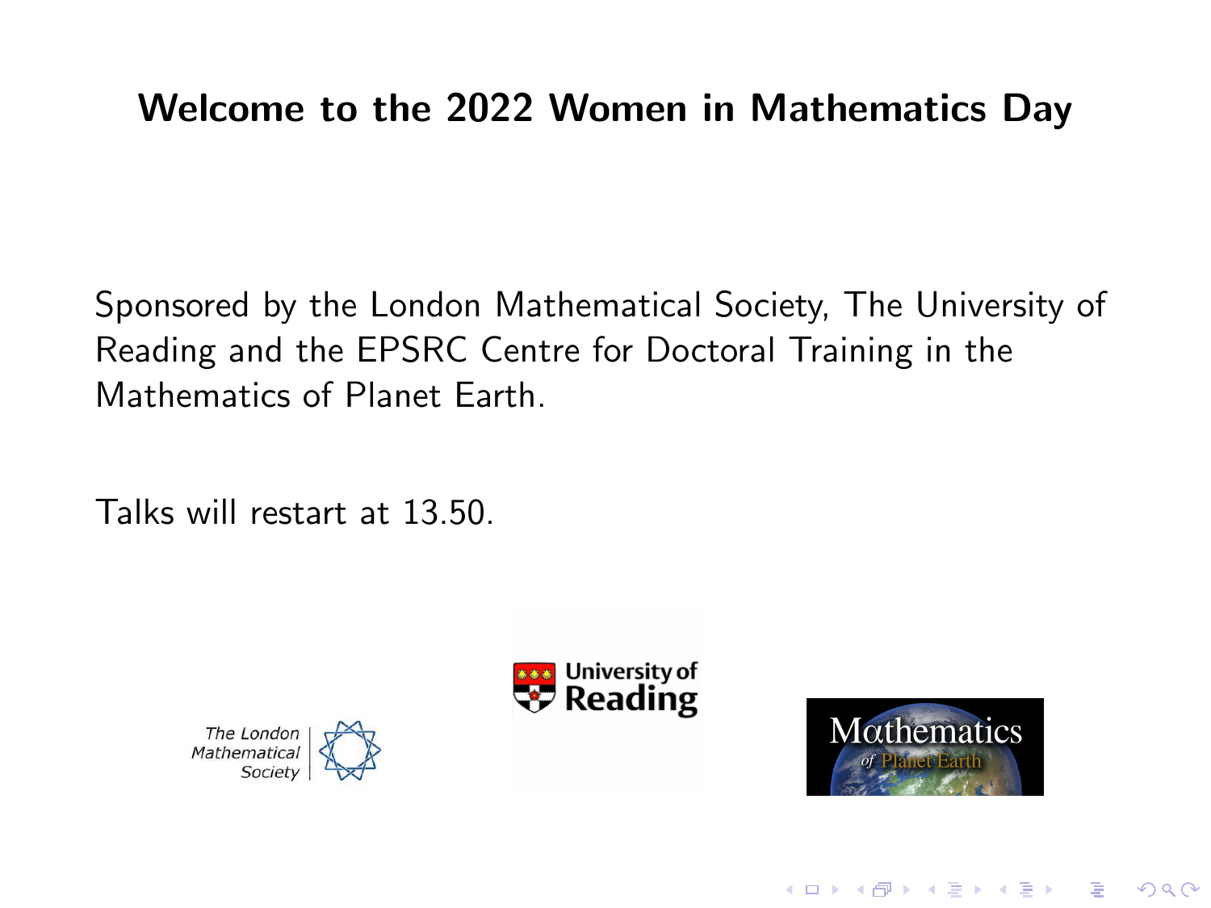# Welcome to the 2022 Women in Mathematics Day

Sponsored by the London Mathematical Society, The University of Reading and the EPSRC Centre for Doctoral Training in the Mathematics of Planet Earth.

Talks will restart at 13.50.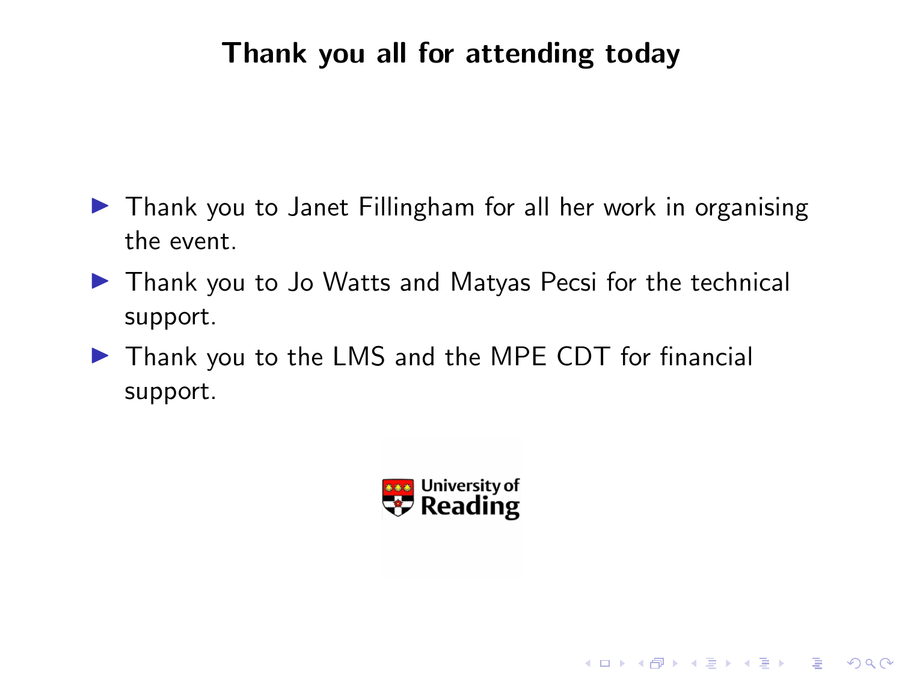# Thank you all for attending today

- Thank you to Janet Fillingham for all her work in organising the event.
- Thank you to Jo Watts and Matyas Pecsi for the technical support.
- Thank you to the LMS and the MPE CDT for financial support.

University of Reading